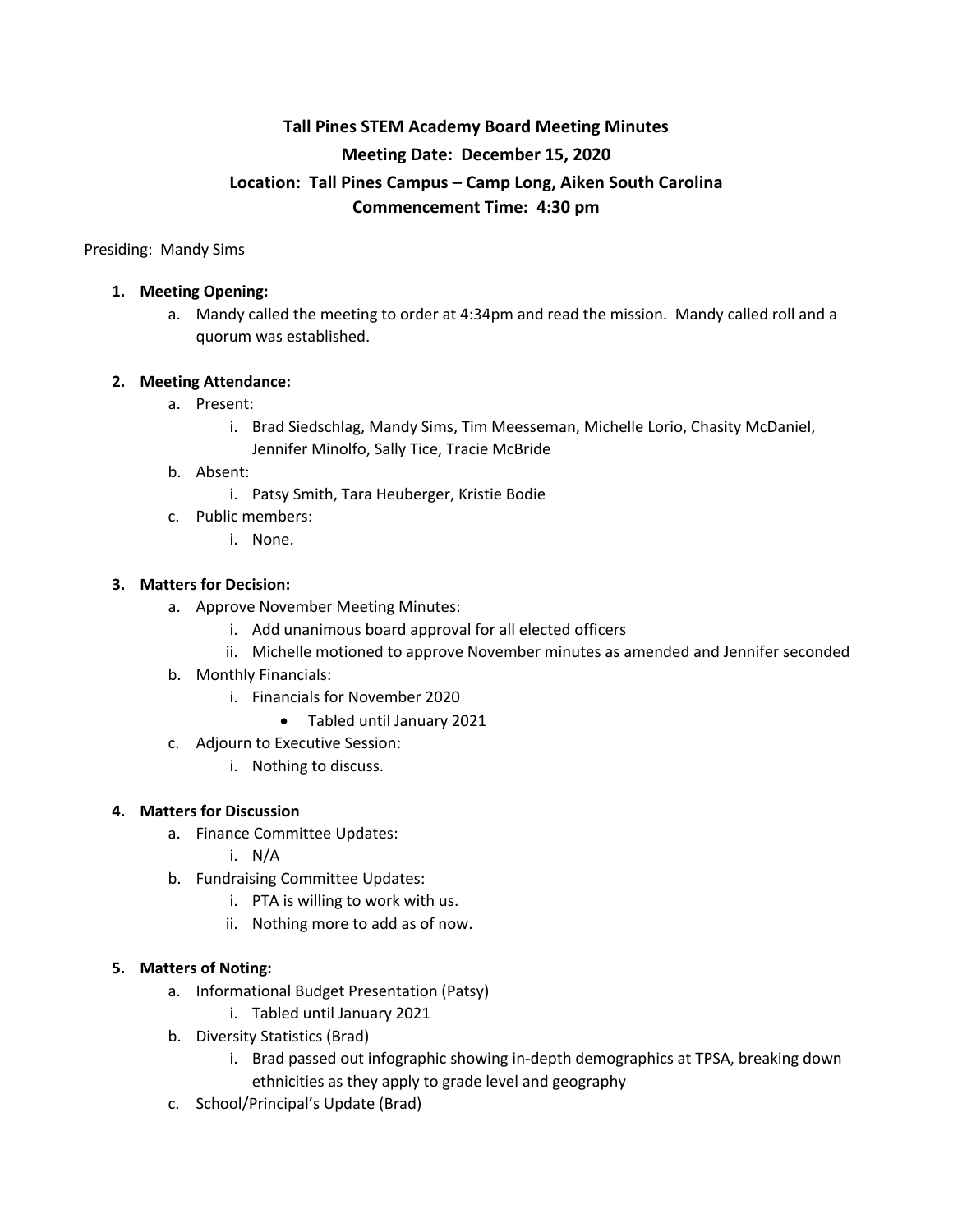# Tall Pines STEM Academy Board Meeting Minutes

## Meeting Date: December 15, 2020

## Location: Tall Pines Campus – Camp Long, Aiken South Carolina

## Commencement Time: 4:30 pm

Presiding: Mandy Sims

1. **Meeting Opening:**
   a. Mandy called the meeting to order at 4:34pm and read the mission. Mandy called roll and a quorum was established.

2. **Meeting Attendance:**
   a. Present:
      i. Brad Siedschlag, Mandy Sims, Tim Meesseman, Michelle Lorio, Chasity McDaniel, Jennifer Minolfo, Sally Tice, Tracie McBride
   b. Absent:
      i. Patsy Smith, Tara Heuberger, Kristie Bodie
   c. Public members:
      i. None.

3. **Matters for Decision:**
   a. Approve November Meeting Minutes:
      i. Add unanimous board approval for all elected officers
      ii. Michelle motioned to approve November minutes as amended and Jennifer seconded
   b. Monthly Financials:
      i. Financials for November 2020
         - Tabled until January 2021
   c. Adjourn to Executive Session:
      i. Nothing to discuss.

4. **Matters for Discussion**
   a. Finance Committee Updates:
      i. N/A
   b. Fundraising Committee Updates:
      i. PTA is willing to work with us.
      ii. Nothing more to add as of now.

5. **Matters of Noting:**
   a. Informational Budget Presentation (Patsy)
      i. Tabled until January 2021
   b. Diversity Statistics (Brad)
      i. Brad passed out infographic showing in-depth demographics at TPSA, breaking down ethnicities as they apply to grade level and geography
   c. School/Principal's Update (Brad)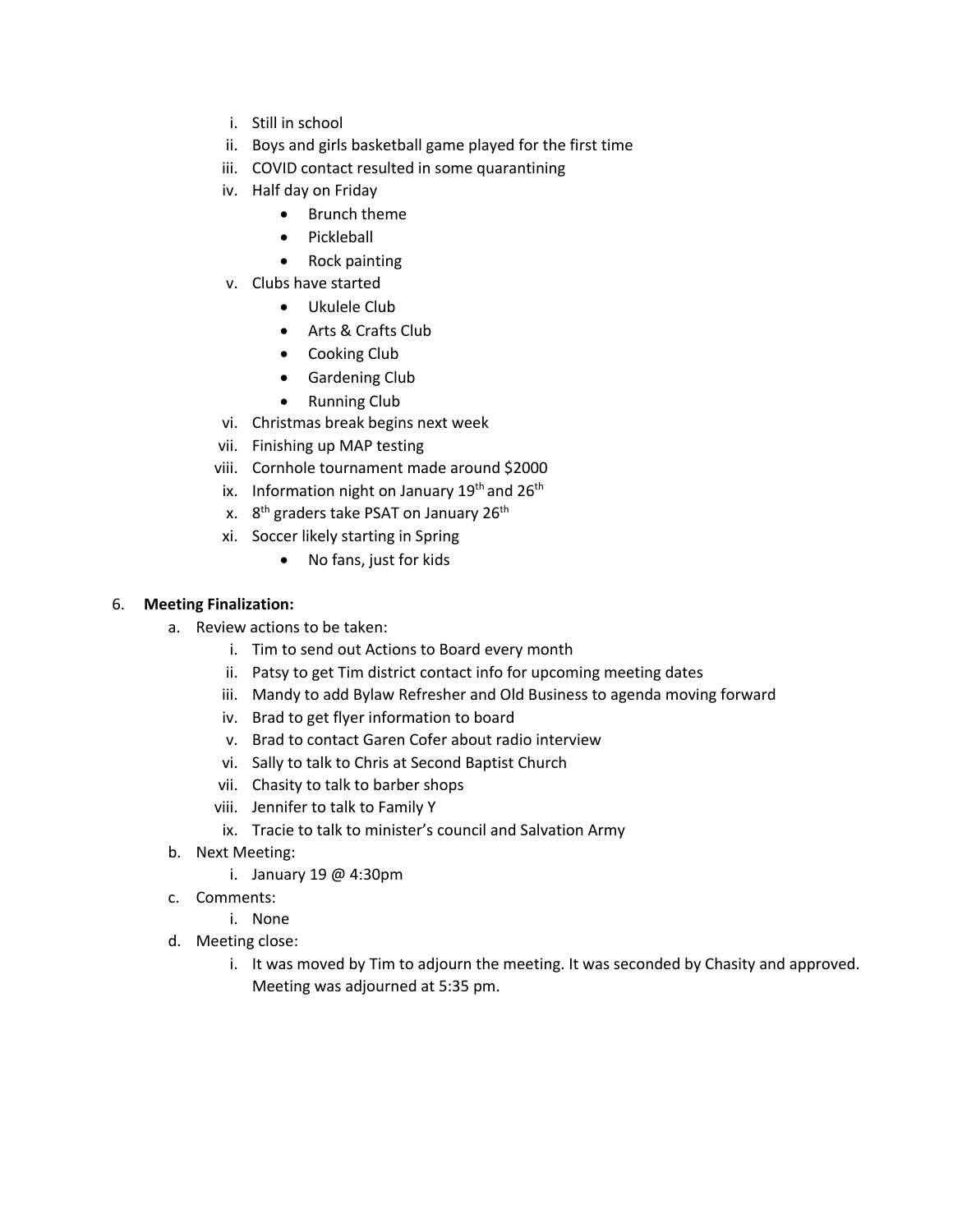i. Still in school
   ii. Boys and girls basketball game played for the first time
   iii. COVID contact resulted in some quarantining
   iv. Half day on Friday
      - Brunch theme
      - Pickleball
      - Rock painting
   v. Clubs have started
      - Ukulele Club
      - Arts & Crafts Club
      - Cooking Club
      - Gardening Club
      - Running Club
   vi. Christmas break begins next week
   vii. Finishing up MAP testing
   viii. Cornhole tournament made around $2000
   ix. Information night on January 19th and 26th
   x. 8th graders take PSAT on January 26th
   xi. Soccer likely starting in Spring
      - No fans, just for kids

6. **Meeting Finalization:**
   a. Review actions to be taken:
      i. Tim to send out Actions to Board every month
      ii. Patsy to get Tim district contact info for upcoming meeting dates
      iii. Mandy to add Bylaw Refresher and Old Business to agenda moving forward
      iv. Brad to get flyer information to board
      v. Brad to contact Garen Cofer about radio interview
      vi. Sally to talk to Chris at Second Baptist Church
      vii. Chasity to talk to barber shops
      viii. Jennifer to talk to Family Y
      ix. Tracie to talk to minister's council and Salvation Army
   b. Next Meeting:
      i. January 19 @ 4:30pm
   c. Comments:
      i. None
   d. Meeting close:
      i. It was moved by Tim to adjourn the meeting. It was seconded by Chasity and approved. Meeting was adjourned at 5:35 pm.